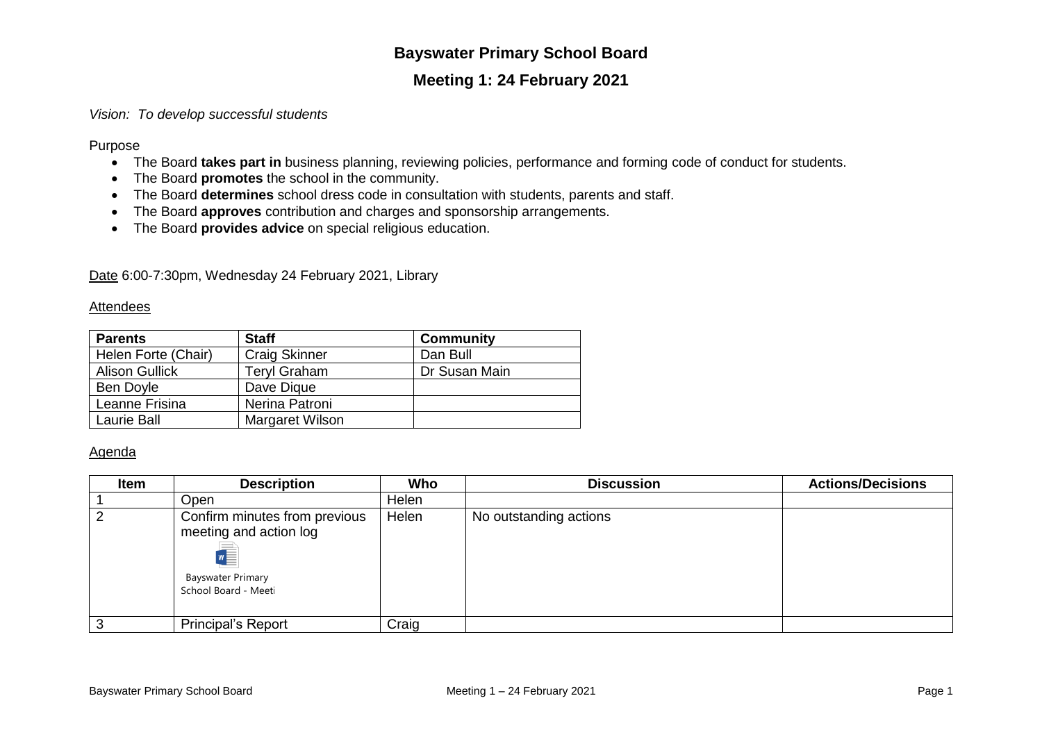# Bayswater Primary School Board

## Meeting 1: 24 February 2021

*Vision: To develop successful students*

Purpose

- The Board **takes part in** business planning, reviewing policies, performance and forming code of conduct for students.
- The Board **promotes** the school in the community.
- The Board **determines** school dress code in consultation with students, parents and staff.
- The Board **approves** contribution and charges and sponsorship arrangements.
- The Board **provides advice** on special religious education.

Date 6:00-7:30pm, Wednesday 24 February 2021, Library

Attendees

| Parents | Staff | Community |
|---|---|---|
| Helen Forte (Chair) | Craig Skinner | Dan Bull |
| Alison Gullick | Teryl Graham | Dr Susan Main |
| Ben Doyle | Dave Dique | |
| Leanne Frisina | Nerina Patroni | |
| Laurie Ball | Margaret Wilson | |

Agenda

| Item | Description | Who | Discussion | Actions/Decisions |
|---|---|---|---|---|
| 1 | Open | Helen | | |
| 2 | Confirm minutes from previous meeting and action log<br>Bayswater Primary School Board - Meeti | Helen | No outstanding actions | |
| 3 | Principal's Report | Craig | | |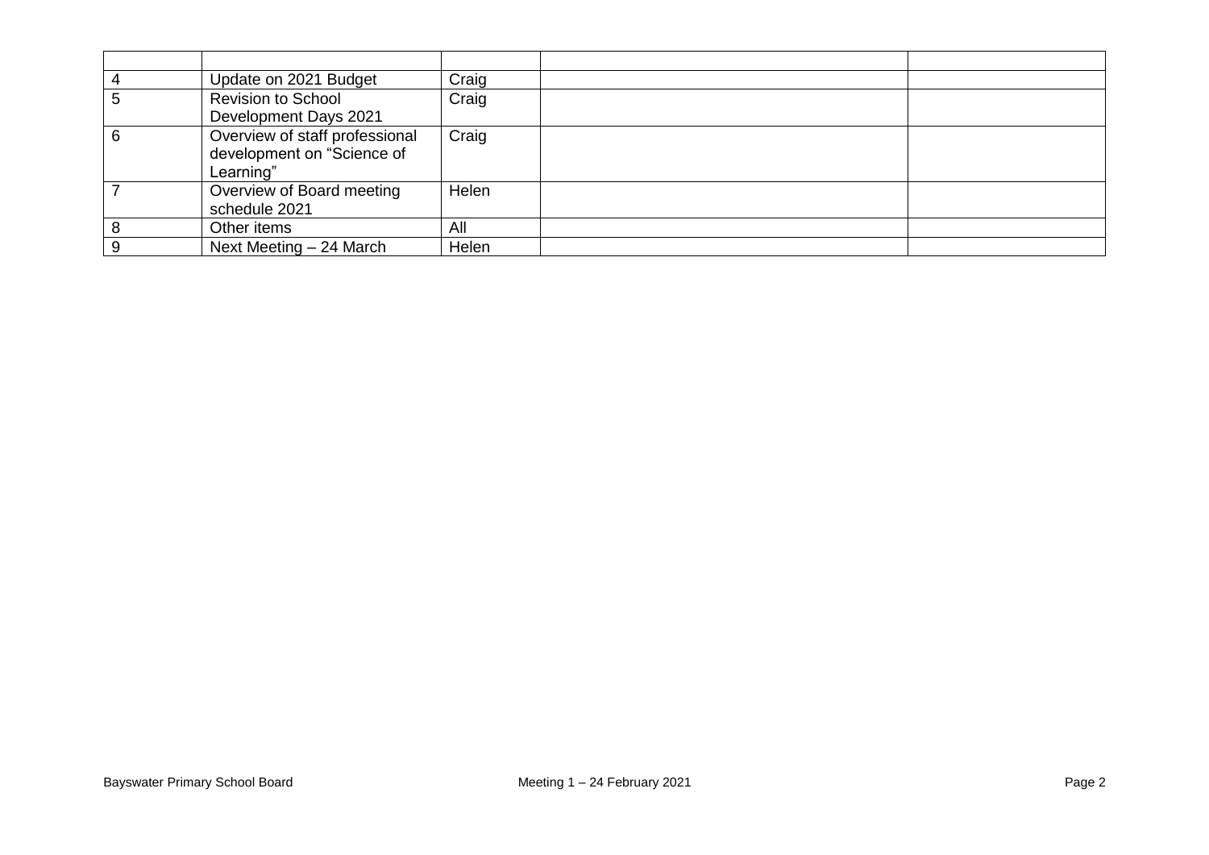| | | | | |
|---|---|---|---|---|
| | | | | |
| 4 | Update on 2021 Budget | Craig | | |
| 5 | Revision to School Development Days 2021 | Craig | | |
| 6 | Overview of staff professional development on "Science of Learning" | Craig | | |
| 7 | Overview of Board meeting schedule 2021 | Helen | | |
| 8 | Other items | All | | |
| 9 | Next Meeting – 24 March | Helen | | |